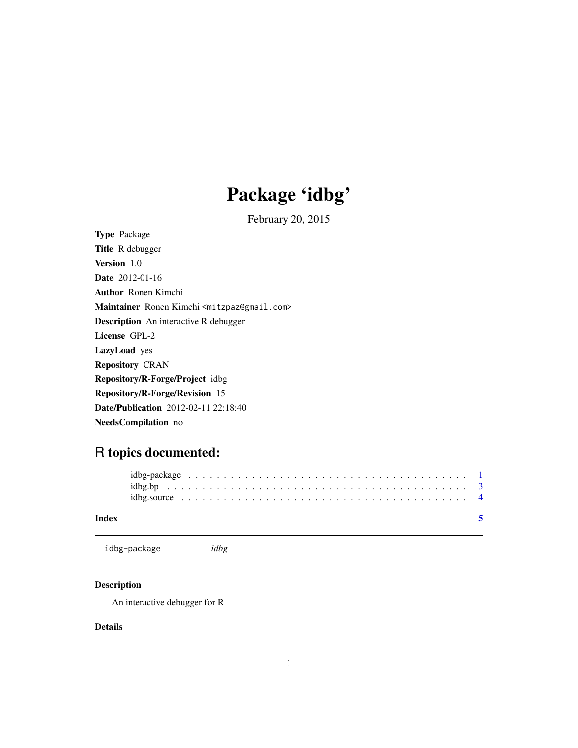# Package 'idbg'

February 20, 2015

**Type** Package

**Title** R debugger

**Version** 1.0

**Date** 2012-01-16

**Author** Ronen Kimchi

**Maintainer** Ronen Kimchi <mitzpaz@gmail.com>

**Description** An interactive R debugger

**License** GPL-2

**LazyLoad** yes

**Repository** CRAN

**Repository/R-Forge/Project** idbg

**Repository/R-Forge/Revision** 15

**Date/Publication** 2012-02-11 22:18:40

**NeedsCompilation** no

## R topics documented:

- idbg-package . . . . . . . . . . . . . . . . . . . . . . . . . . . . . . . . . . . . . 1
- idbg.bp . . . . . . . . . . . . . . . . . . . . . . . . . . . . . . . . . . . . . . . . 3
- idbg.source . . . . . . . . . . . . . . . . . . . . . . . . . . . . . . . . . . . . . . 4

**Index** 5

---

`idbg-package` *idbg*

---

### Description

An interactive debugger for R

### Details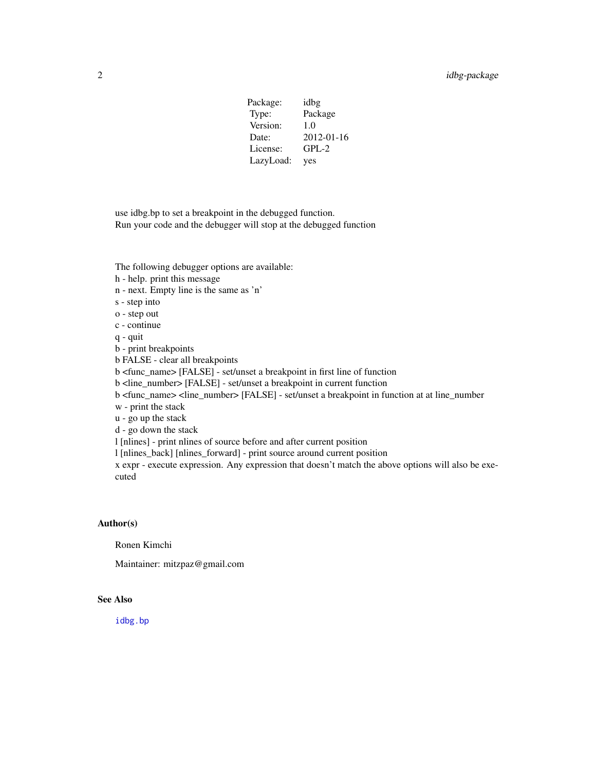| Package: | idbg |
| --- | --- |
| Type: | Package |
| Version: | 1.0 |
| Date: | 2012-01-16 |
| License: | GPL-2 |
| LazyLoad: | yes |

use idbg.bp to set a breakpoint in the debugged function.
Run your code and the debugger will stop at the debugged function

The following debugger options are available:
h - help. print this message
n - next. Empty line is the same as 'n'
s - step into
o - step out
c - continue
q - quit
b - print breakpoints
b FALSE - clear all breakpoints
b <func_name> [FALSE] - set/unset a breakpoint in first line of function
b <line_number> [FALSE] - set/unset a breakpoint in current function
b <func_name> <line_number> [FALSE] - set/unset a breakpoint in function at at line_number
w - print the stack
u - go up the stack
d - go down the stack
l [nlines] - print nlines of source before and after current position
l [nlines_back] [nlines_forward] - print source around current position
x expr - execute expression. Any expression that doesn't match the above options will also be executed

### Author(s)

Ronen Kimchi

Maintainer: mitzpaz@gmail.com

### See Also

`idbg.bp`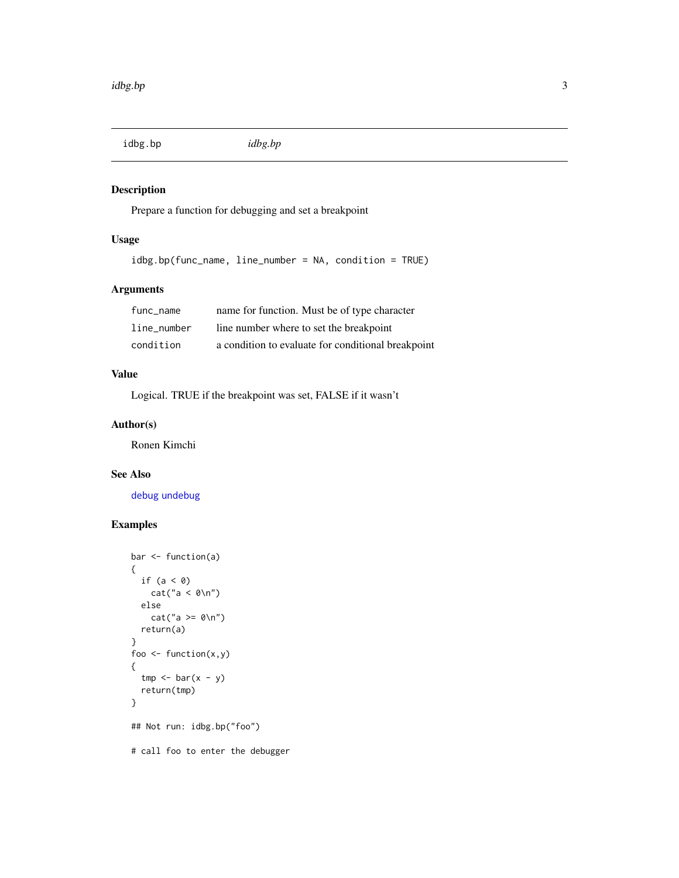| idbg.bp | *idbg.bp* |
| --- | --- |

## Description

Prepare a function for debugging and set a breakpoint

## Usage

```
idbg.bp(func_name, line_number = NA, condition = TRUE)
```

## Arguments

| | |
| --- | --- |
| `func_name` | name for function. Must be of type character |
| `line_number` | line number where to set the breakpoint |
| `condition` | a condition to evaluate for conditional breakpoint |

## Value

Logical. TRUE if the breakpoint was set, FALSE if it wasn't

## Author(s)

Ronen Kimchi

## See Also

debug undebug

## Examples

```
bar <- function(a)
{
  if (a < 0)
    cat("a < 0\n")
  else
    cat("a >= 0\n")
  return(a)
}
foo <- function(x,y)
{
  tmp <- bar(x - y)
  return(tmp)
}

## Not run: idbg.bp("foo")

# call foo to enter the debugger
```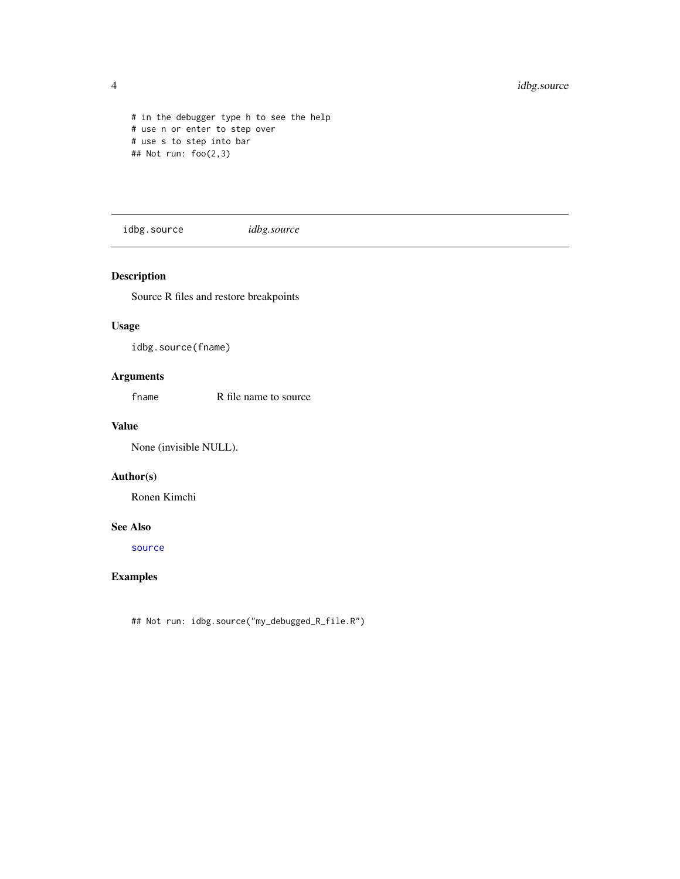```
# in the debugger type h to see the help
# use n or enter to step over
# use s to step into bar
## Not run: foo(2,3)
```

---

`idbg.source` *idbg.source*

---

### Description

Source R files and restore breakpoints

### Usage

```
idbg.source(fname)
```

### Arguments

| | |
|---|---|
| `fname` | R file name to source |

### Value

None (invisible NULL).

### Author(s)

Ronen Kimchi

### See Also

`source`

### Examples

```
## Not run: idbg.source("my_debugged_R_file.R")
```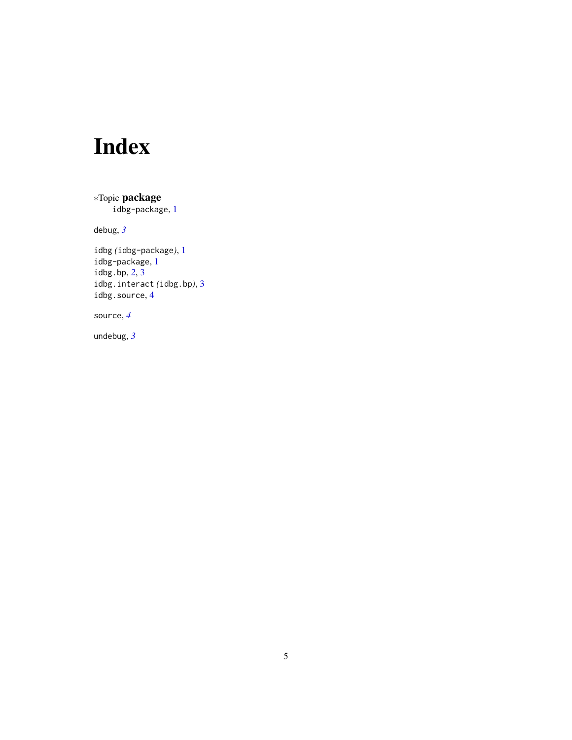# Index

∗Topic **package**

idbg-package, 1

debug, *3*

idbg *(*idbg-package*)*, 1
idbg-package, 1
idbg.bp, *2*, 3
idbg.interact *(*idbg.bp*)*, 3
idbg.source, 4

source, *4*

undebug, *3*